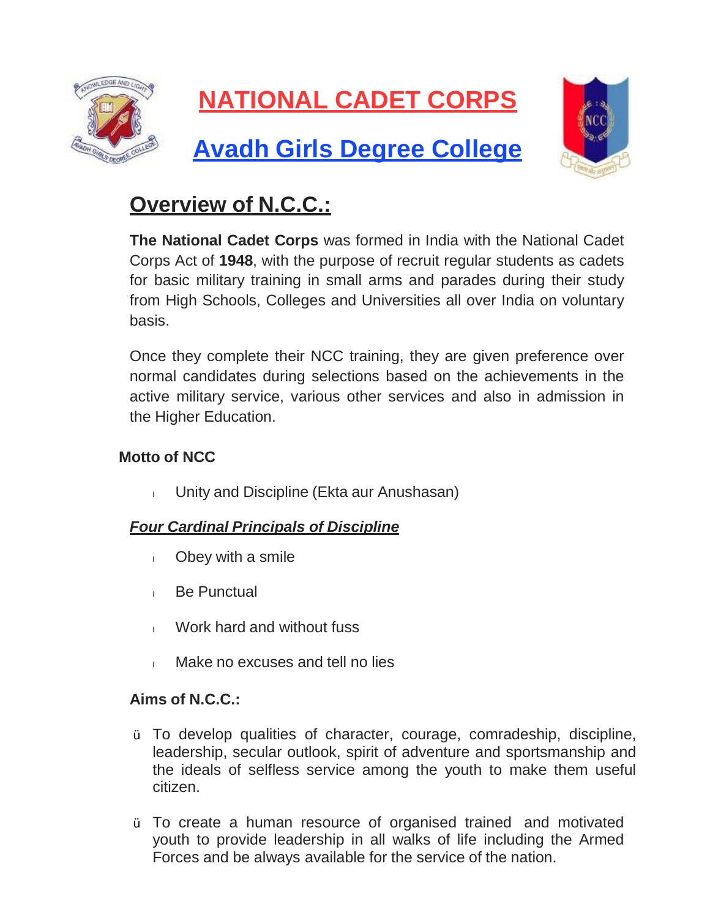# NATIONAL CADET CORPS

## Avadh Girls Degree College

## Overview of N.C.C.:

**The National Cadet Corps** was formed in India with the National Cadet Corps Act of **1948**, with the purpose of recruit regular students as cadets for basic military training in small arms and parades during their study from High Schools, Colleges and Universities all over India on voluntary basis.

Once they complete their NCC training, they are given preference over normal candidates during selections based on the achievements in the active military service, various other services and also in admission in the Higher Education.

**Motto of NCC**

- Unity and Discipline (Ekta aur Anushasan)

***Four Cardinal Principals of Discipline***

- Obey with a smile
- Be Punctual
- Work hard and without fuss
- Make no excuses and tell no lies

**Aims of N.C.C.:**

- To develop qualities of character, courage, comradeship, discipline, leadership, secular outlook, spirit of adventure and sportsmanship and the ideals of selfless service among the youth to make them useful citizen.
- To create a human resource of organised trained and motivated youth to provide leadership in all walks of life including the Armed Forces and be always available for the service of the nation.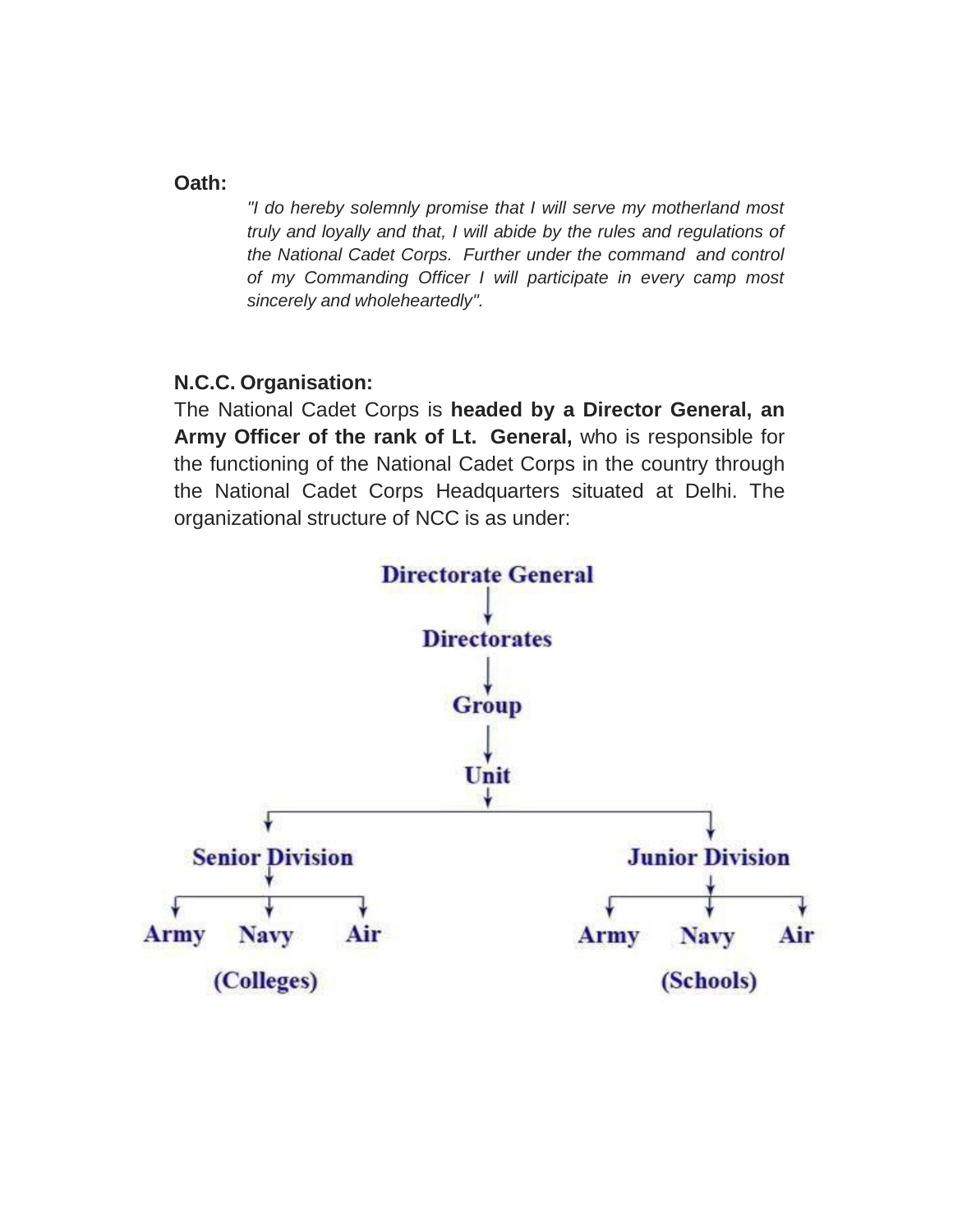**Oath:**

> *"I do hereby solemnly promise that I will serve my motherland most truly and loyally and that, I will abide by the rules and regulations of the National Cadet Corps. Further under the command and control of my Commanding Officer I will participate in every camp most sincerely and wholeheartedly".*

**N.C.C. Organisation:**

The National Cadet Corps is **headed by a Director General, an Army Officer of the rank of Lt. General,** who is responsible for the functioning of the National Cadet Corps in the country through the National Cadet Corps Headquarters situated at Delhi. The organizational structure of NCC is as under:

**Directorate General**
↓
**Directorates**
↓
**Group**
↓
**Unit**
↓

- **Senior Division**
  - **Army**
  - **Navy**
  - **Air**

  **(Colleges)**

- **Junior Division**
  - **Army**
  - **Navy**
  - **Air**

  **(Schools)**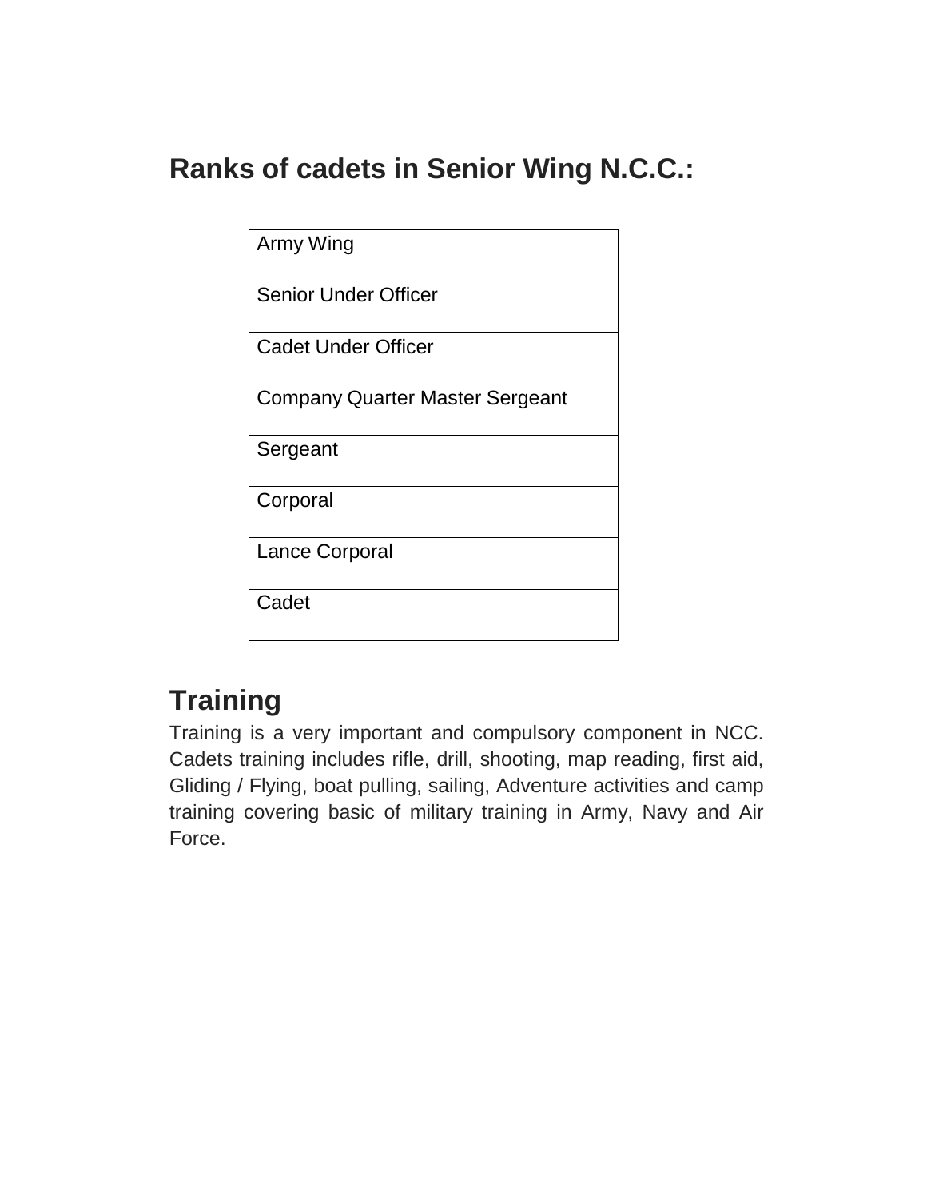## Ranks of cadets in Senior Wing N.C.C.:

| Army Wing |
| --- |
| Senior Under Officer |
| Cadet Under Officer |
| Company Quarter Master Sergeant |
| Sergeant |
| Corporal |
| Lance Corporal |
| Cadet |

## Training

Training is a very important and compulsory component in NCC. Cadets training includes rifle, drill, shooting, map reading, first aid, Gliding / Flying, boat pulling, sailing, Adventure activities and camp training covering basic of military training in Army, Navy and Air Force.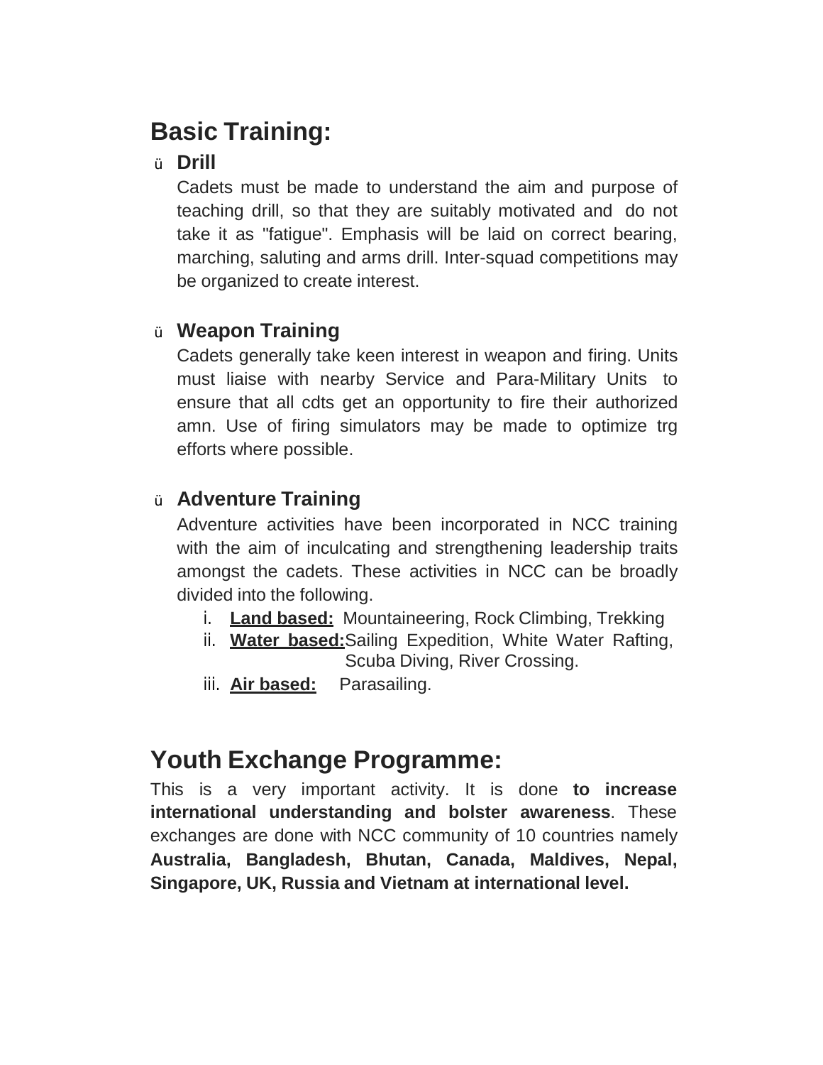## Basic Training:

- **Drill**

  Cadets must be made to understand the aim and purpose of teaching drill, so that they are suitably motivated and do not take it as "fatigue". Emphasis will be laid on correct bearing, marching, saluting and arms drill. Inter-squad competitions may be organized to create interest.

- **Weapon Training**

  Cadets generally take keen interest in weapon and firing. Units must liaise with nearby Service and Para-Military Units to ensure that all cdts get an opportunity to fire their authorized amn. Use of firing simulators may be made to optimize trg efforts where possible.

- **Adventure Training**

  Adventure activities have been incorporated in NCC training with the aim of inculcating and strengthening leadership traits amongst the cadets. These activities in NCC can be broadly divided into the following.

  i. **Land based:** Mountaineering, Rock Climbing, Trekking
  ii. **Water based:** Sailing Expedition, White Water Rafting, Scuba Diving, River Crossing.
  iii. **Air based:** Parasailing.

## Youth Exchange Programme:

This is a very important activity. It is done **to increase international understanding and bolster awareness**. These exchanges are done with NCC community of 10 countries namely **Australia, Bangladesh, Bhutan, Canada, Maldives, Nepal, Singapore, UK, Russia and Vietnam at international level.**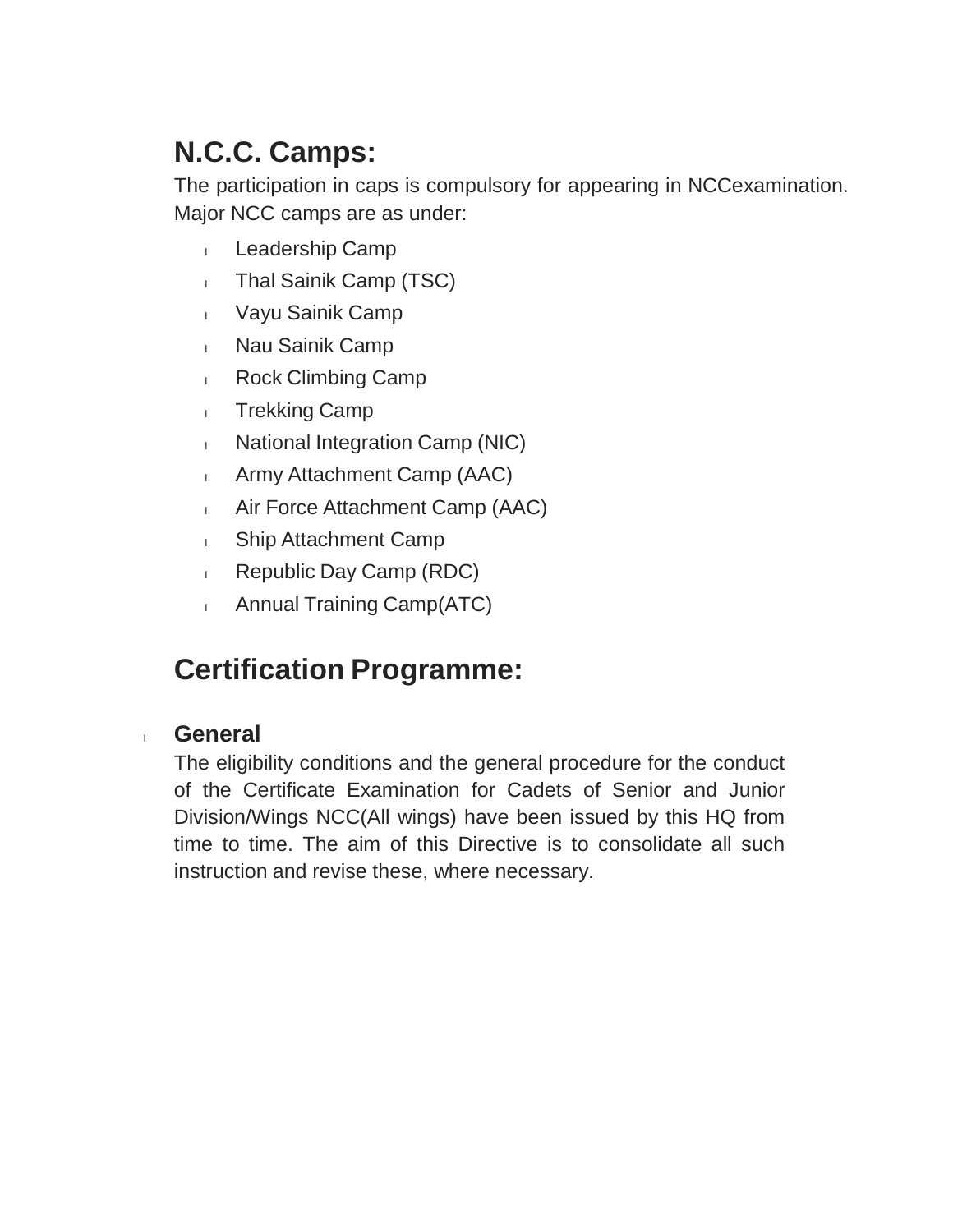## N.C.C. Camps:

The participation in caps is compulsory for appearing in NCCexamination. Major NCC camps are as under:

- Leadership Camp
- Thal Sainik Camp (TSC)
- Vayu Sainik Camp
- Nau Sainik Camp
- Rock Climbing Camp
- Trekking Camp
- National Integration Camp (NIC)
- Army Attachment Camp (AAC)
- Air Force Attachment Camp (AAC)
- Ship Attachment Camp
- Republic Day Camp (RDC)
- Annual Training Camp(ATC)

## Certification Programme:

- **General**

  The eligibility conditions and the general procedure for the conduct of the Certificate Examination for Cadets of Senior and Junior Division/Wings NCC(All wings) have been issued by this HQ from time to time. The aim of this Directive is to consolidate all such instruction and revise these, where necessary.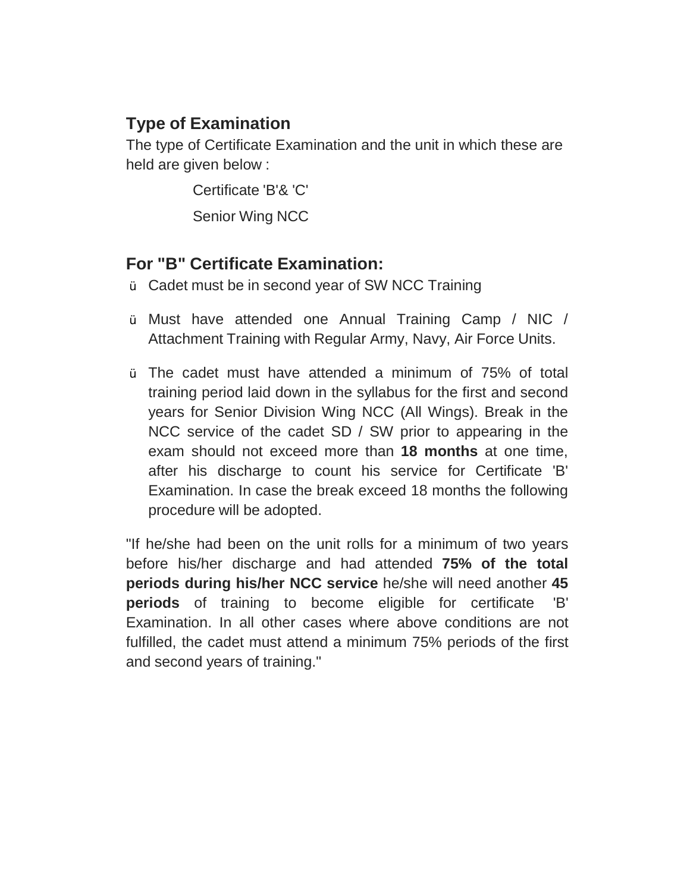## Type of Examination

The type of Certificate Examination and the unit in which these are held are given below :

Certificate 'B'& 'C'

Senior Wing NCC

## For "B" Certificate Examination:

- Cadet must be in second year of SW NCC Training
- Must have attended one Annual Training Camp / NIC / Attachment Training with Regular Army, Navy, Air Force Units.
- The cadet must have attended a minimum of 75% of total training period laid down in the syllabus for the first and second years for Senior Division Wing NCC (All Wings). Break in the NCC service of the cadet SD / SW prior to appearing in the exam should not exceed more than **18 months** at one time, after his discharge to count his service for Certificate 'B' Examination. In case the break exceed 18 months the following procedure will be adopted.

"If he/she had been on the unit rolls for a minimum of two years before his/her discharge and had attended **75% of the total periods during his/her NCC service** he/she will need another **45 periods** of training to become eligible for certificate 'B' Examination. In all other cases where above conditions are not fulfilled, the cadet must attend a minimum 75% periods of the first and second years of training."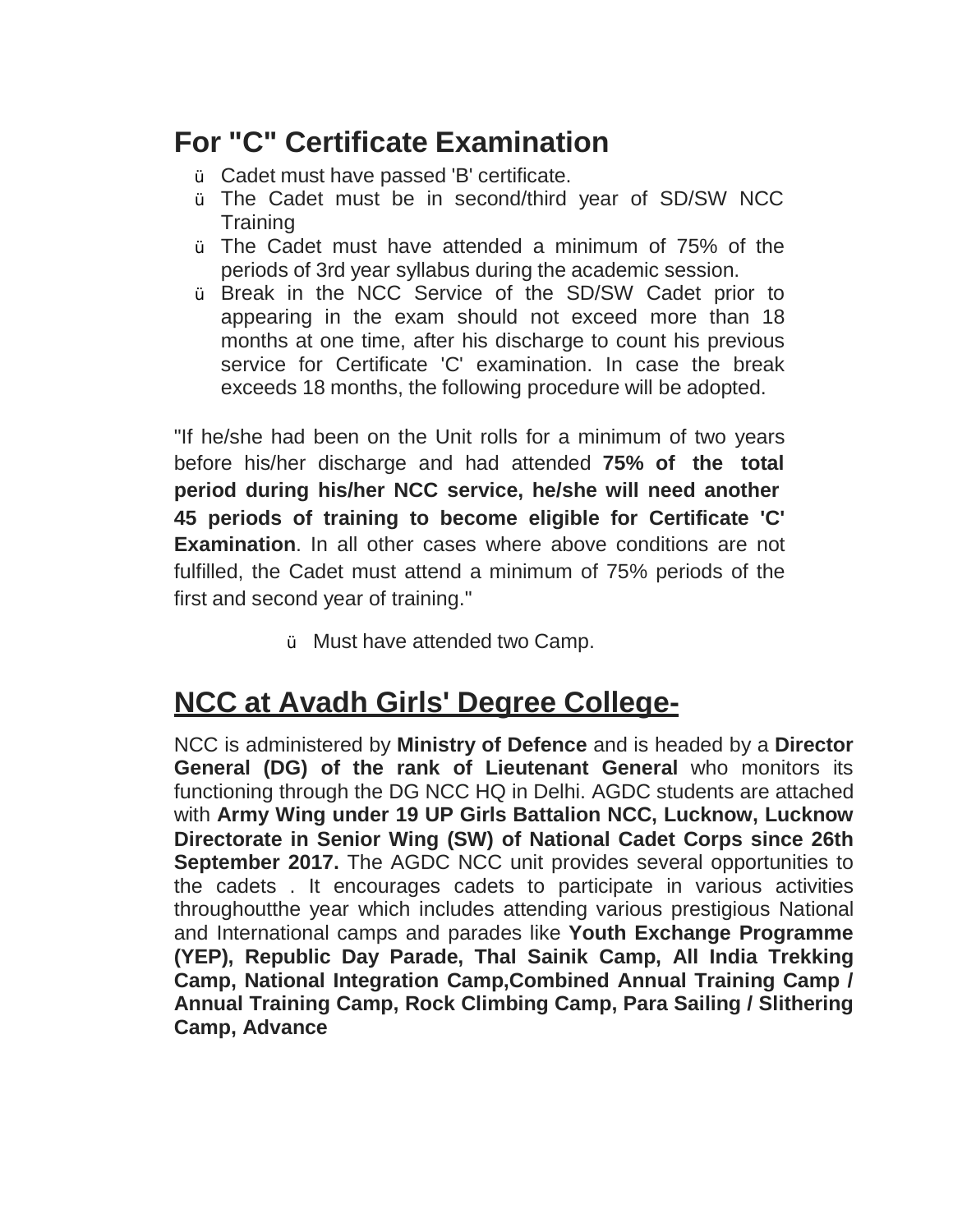## For "C" Certificate Examination

- Cadet must have passed 'B' certificate.
- The Cadet must be in second/third year of SD/SW NCC Training
- The Cadet must have attended a minimum of 75% of the periods of 3rd year syllabus during the academic session.
- Break in the NCC Service of the SD/SW Cadet prior to appearing in the exam should not exceed more than 18 months at one time, after his discharge to count his previous service for Certificate 'C' examination. In case the break exceeds 18 months, the following procedure will be adopted.

"If he/she had been on the Unit rolls for a minimum of two years before his/her discharge and had attended **75% of the total period during his/her NCC service, he/she will need another 45 periods of training to become eligible for Certificate 'C' Examination**. In all other cases where above conditions are not fulfilled, the Cadet must attend a minimum of 75% periods of the first and second year of training."

- Must have attended two Camp.

## NCC at Avadh Girls' Degree College-

NCC is administered by **Ministry of Defence** and is headed by a **Director General (DG) of the rank of Lieutenant General** who monitors its functioning through the DG NCC HQ in Delhi. AGDC students are attached with **Army Wing under 19 UP Girls Battalion NCC, Lucknow, Lucknow Directorate in Senior Wing (SW) of National Cadet Corps since 26th September 2017.** The AGDC NCC unit provides several opportunities to the cadets . It encourages cadets to participate in various activities throughoutthe year which includes attending various prestigious National and International camps and parades like **Youth Exchange Programme (YEP), Republic Day Parade, Thal Sainik Camp, All India Trekking Camp, National Integration Camp,Combined Annual Training Camp / Annual Training Camp, Rock Climbing Camp, Para Sailing / Slithering Camp, Advance**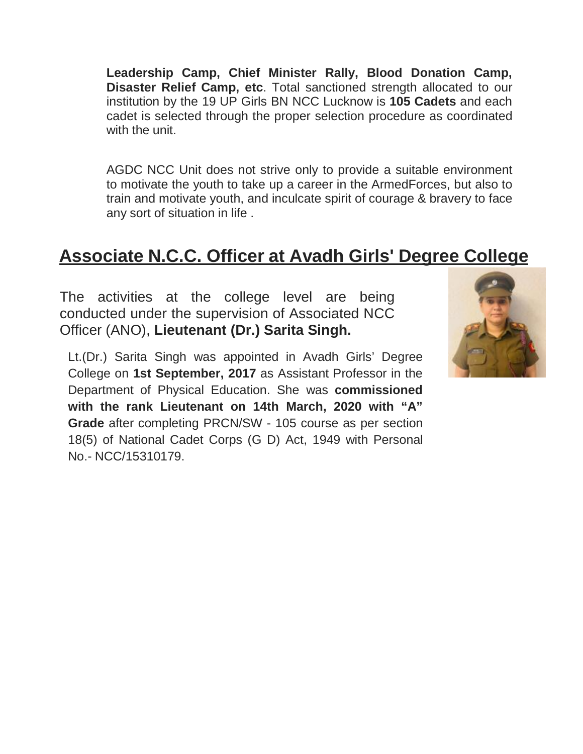**Leadership Camp, Chief Minister Rally, Blood Donation Camp, Disaster Relief Camp, etc**. Total sanctioned strength allocated to our institution by the 19 UP Girls BN NCC Lucknow is **105 Cadets** and each cadet is selected through the proper selection procedure as coordinated with the unit.

AGDC NCC Unit does not strive only to provide a suitable environment to motivate the youth to take up a career in the ArmedForces, but also to train and motivate youth, and inculcate spirit of courage & bravery to face any sort of situation in life .

## Associate N.C.C. Officer at Avadh Girls' Degree College

The activities at the college level are being conducted under the supervision of Associated NCC Officer (ANO), **Lieutenant (Dr.) Sarita Singh.**

Lt.(Dr.) Sarita Singh was appointed in Avadh Girls' Degree College on **1st September, 2017** as Assistant Professor in the Department of Physical Education. She was **commissioned with the rank Lieutenant on 14th March, 2020 with "A" Grade** after completing PRCN/SW - 105 course as per section 18(5) of National Cadet Corps (G D) Act, 1949 with Personal No.- NCC/15310179.